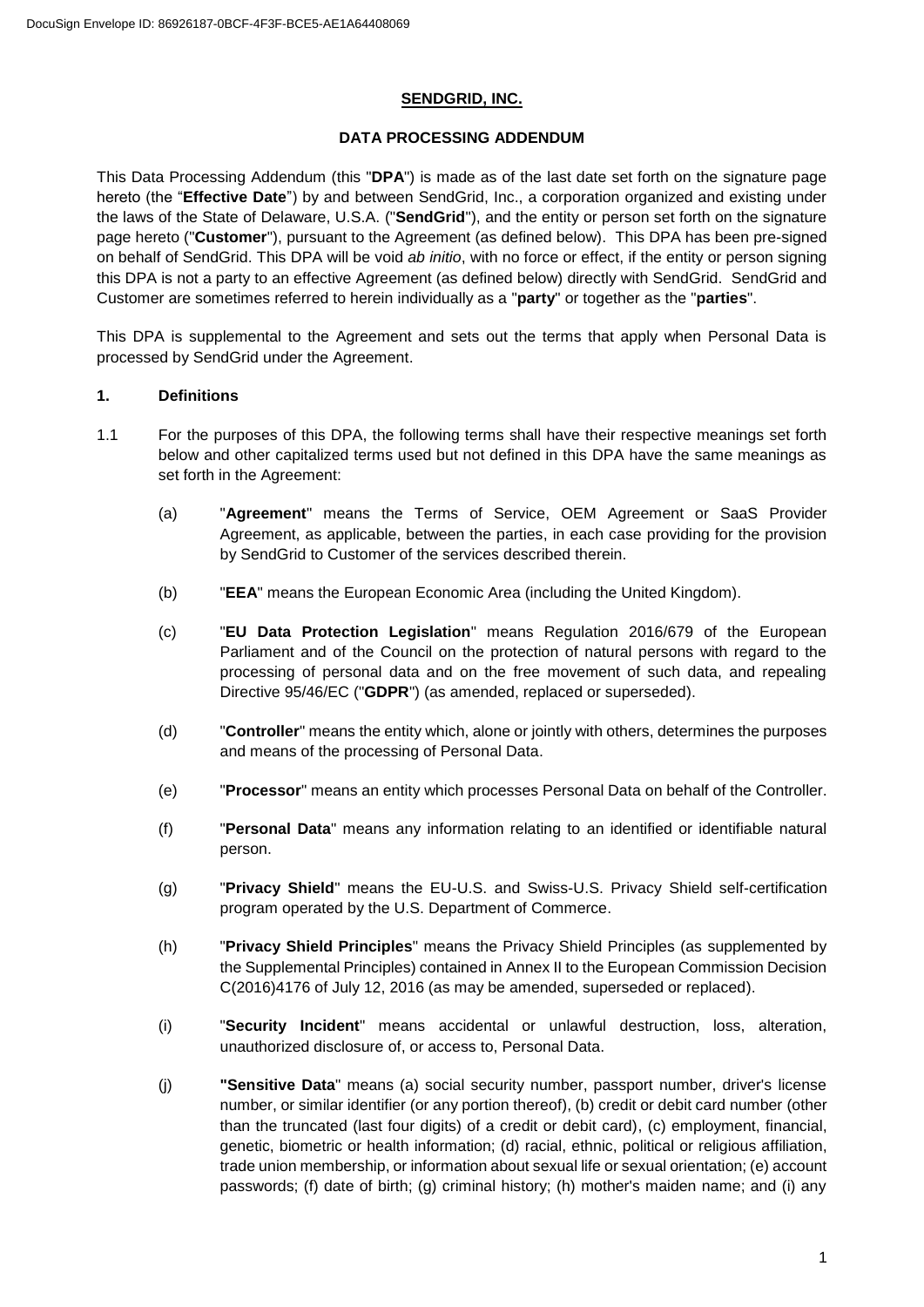DocuSign Envelope ID: 86926187-0BCF-4F3F-BCE5-AE1A64408069

# SENDGRID, INC.

## DATA PROCESSING ADDENDUM

This Data Processing Addendum (this "**DPA**") is made as of the last date set forth on the signature page hereto (the "**Effective Date**") by and between SendGrid, Inc., a corporation organized and existing under the laws of the State of Delaware, U.S.A. ("**SendGrid**"), and the entity or person set forth on the signature page hereto ("**Customer**"), pursuant to the Agreement (as defined below). This DPA has been pre-signed on behalf of SendGrid. This DPA will be void *ab initio*, with no force or effect, if the entity or person signing this DPA is not a party to an effective Agreement (as defined below) directly with SendGrid. SendGrid and Customer are sometimes referred to herein individually as a "**party**" or together as the "**parties**".

This DPA is supplemental to the Agreement and sets out the terms that apply when Personal Data is processed by SendGrid under the Agreement.

### 1. Definitions

1.1 For the purposes of this DPA, the following terms shall have their respective meanings set forth below and other capitalized terms used but not defined in this DPA have the same meanings as set forth in the Agreement:

(a) "**Agreement**" means the Terms of Service, OEM Agreement or SaaS Provider Agreement, as applicable, between the parties, in each case providing for the provision by SendGrid to Customer of the services described therein.

(b) "**EEA**" means the European Economic Area (including the United Kingdom).

(c) "**EU Data Protection Legislation**" means Regulation 2016/679 of the European Parliament and of the Council on the protection of natural persons with regard to the processing of personal data and on the free movement of such data, and repealing Directive 95/46/EC ("**GDPR**") (as amended, replaced or superseded).

(d) "**Controller**" means the entity which, alone or jointly with others, determines the purposes and means of the processing of Personal Data.

(e) "**Processor**" means an entity which processes Personal Data on behalf of the Controller.

(f) "**Personal Data**" means any information relating to an identified or identifiable natural person.

(g) "**Privacy Shield**" means the EU-U.S. and Swiss-U.S. Privacy Shield self-certification program operated by the U.S. Department of Commerce.

(h) "**Privacy Shield Principles**" means the Privacy Shield Principles (as supplemented by the Supplemental Principles) contained in Annex II to the European Commission Decision C(2016)4176 of July 12, 2016 (as may be amended, superseded or replaced).

(i) "**Security Incident**" means accidental or unlawful destruction, loss, alteration, unauthorized disclosure of, or access to, Personal Data.

(j) **"Sensitive Data**" means (a) social security number, passport number, driver's license number, or similar identifier (or any portion thereof), (b) credit or debit card number (other than the truncated (last four digits) of a credit or debit card), (c) employment, financial, genetic, biometric or health information; (d) racial, ethnic, political or religious affiliation, trade union membership, or information about sexual life or sexual orientation; (e) account passwords; (f) date of birth; (g) criminal history; (h) mother's maiden name; and (i) any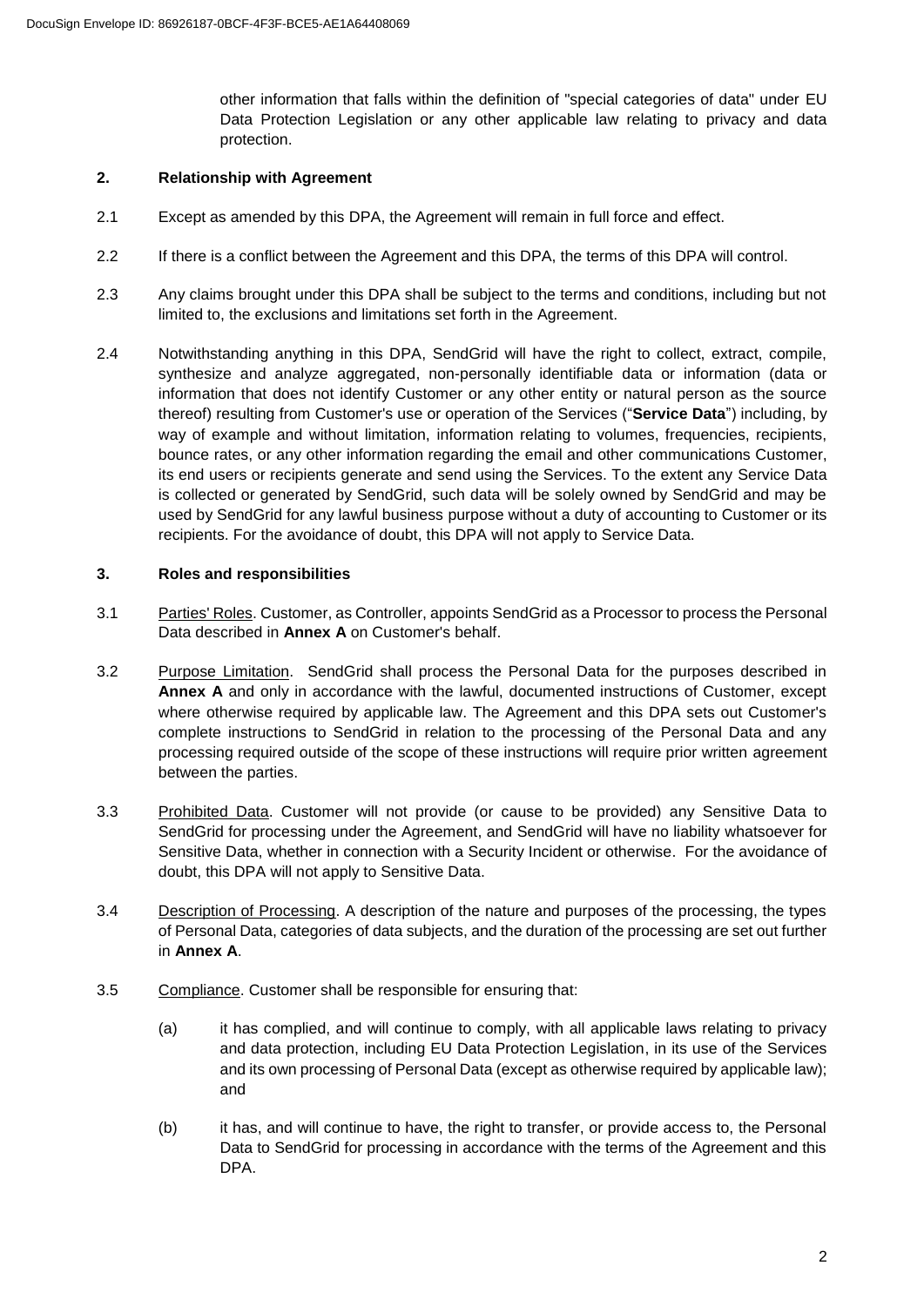other information that falls within the definition of "special categories of data" under EU Data Protection Legislation or any other applicable law relating to privacy and data protection.

## 2. Relationship with Agreement

2.1 Except as amended by this DPA, the Agreement will remain in full force and effect.

2.2 If there is a conflict between the Agreement and this DPA, the terms of this DPA will control.

2.3 Any claims brought under this DPA shall be subject to the terms and conditions, including but not limited to, the exclusions and limitations set forth in the Agreement.

2.4 Notwithstanding anything in this DPA, SendGrid will have the right to collect, extract, compile, synthesize and analyze aggregated, non-personally identifiable data or information (data or information that does not identify Customer or any other entity or natural person as the source thereof) resulting from Customer's use or operation of the Services ("**Service Data**") including, by way of example and without limitation, information relating to volumes, frequencies, recipients, bounce rates, or any other information regarding the email and other communications Customer, its end users or recipients generate and send using the Services. To the extent any Service Data is collected or generated by SendGrid, such data will be solely owned by SendGrid and may be used by SendGrid for any lawful business purpose without a duty of accounting to Customer or its recipients. For the avoidance of doubt, this DPA will not apply to Service Data.

## 3. Roles and responsibilities

3.1 Parties' Roles. Customer, as Controller, appoints SendGrid as a Processor to process the Personal Data described in **Annex A** on Customer's behalf.

3.2 Purpose Limitation. SendGrid shall process the Personal Data for the purposes described in **Annex A** and only in accordance with the lawful, documented instructions of Customer, except where otherwise required by applicable law. The Agreement and this DPA sets out Customer's complete instructions to SendGrid in relation to the processing of the Personal Data and any processing required outside of the scope of these instructions will require prior written agreement between the parties.

3.3 Prohibited Data. Customer will not provide (or cause to be provided) any Sensitive Data to SendGrid for processing under the Agreement, and SendGrid will have no liability whatsoever for Sensitive Data, whether in connection with a Security Incident or otherwise. For the avoidance of doubt, this DPA will not apply to Sensitive Data.

3.4 Description of Processing. A description of the nature and purposes of the processing, the types of Personal Data, categories of data subjects, and the duration of the processing are set out further in **Annex A**.

3.5 Compliance. Customer shall be responsible for ensuring that:

(a) it has complied, and will continue to comply, with all applicable laws relating to privacy and data protection, including EU Data Protection Legislation, in its use of the Services and its own processing of Personal Data (except as otherwise required by applicable law); and

(b) it has, and will continue to have, the right to transfer, or provide access to, the Personal Data to SendGrid for processing in accordance with the terms of the Agreement and this DPA.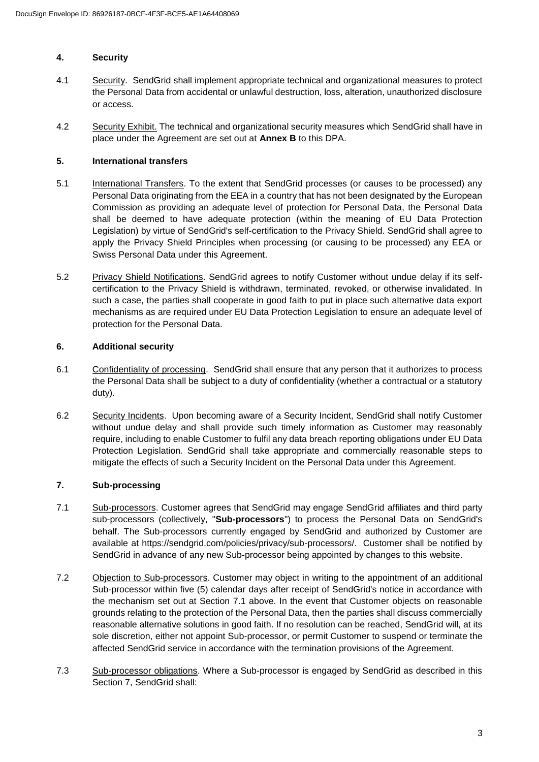## 4. Security

4.1 Security. SendGrid shall implement appropriate technical and organizational measures to protect the Personal Data from accidental or unlawful destruction, loss, alteration, unauthorized disclosure or access.

4.2 Security Exhibit. The technical and organizational security measures which SendGrid shall have in place under the Agreement are set out at **Annex B** to this DPA.

## 5. International transfers

5.1 International Transfers. To the extent that SendGrid processes (or causes to be processed) any Personal Data originating from the EEA in a country that has not been designated by the European Commission as providing an adequate level of protection for Personal Data, the Personal Data shall be deemed to have adequate protection (within the meaning of EU Data Protection Legislation) by virtue of SendGrid's self-certification to the Privacy Shield. SendGrid shall agree to apply the Privacy Shield Principles when processing (or causing to be processed) any EEA or Swiss Personal Data under this Agreement.

5.2 Privacy Shield Notifications. SendGrid agrees to notify Customer without undue delay if its self-certification to the Privacy Shield is withdrawn, terminated, revoked, or otherwise invalidated. In such a case, the parties shall cooperate in good faith to put in place such alternative data export mechanisms as are required under EU Data Protection Legislation to ensure an adequate level of protection for the Personal Data.

## 6. Additional security

6.1 Confidentiality of processing. SendGrid shall ensure that any person that it authorizes to process the Personal Data shall be subject to a duty of confidentiality (whether a contractual or a statutory duty).

6.2 Security Incidents. Upon becoming aware of a Security Incident, SendGrid shall notify Customer without undue delay and shall provide such timely information as Customer may reasonably require, including to enable Customer to fulfil any data breach reporting obligations under EU Data Protection Legislation. SendGrid shall take appropriate and commercially reasonable steps to mitigate the effects of such a Security Incident on the Personal Data under this Agreement.

## 7. Sub-processing

7.1 Sub-processors. Customer agrees that SendGrid may engage SendGrid affiliates and third party sub-processors (collectively, "**Sub-processors**") to process the Personal Data on SendGrid's behalf. The Sub-processors currently engaged by SendGrid and authorized by Customer are available at https://sendgrid.com/policies/privacy/sub-processors/. Customer shall be notified by SendGrid in advance of any new Sub-processor being appointed by changes to this website.

7.2 Objection to Sub-processors. Customer may object in writing to the appointment of an additional Sub-processor within five (5) calendar days after receipt of SendGrid's notice in accordance with the mechanism set out at Section 7.1 above. In the event that Customer objects on reasonable grounds relating to the protection of the Personal Data, then the parties shall discuss commercially reasonable alternative solutions in good faith. If no resolution can be reached, SendGrid will, at its sole discretion, either not appoint Sub-processor, or permit Customer to suspend or terminate the affected SendGrid service in accordance with the termination provisions of the Agreement.

7.3 Sub-processor obligations. Where a Sub-processor is engaged by SendGrid as described in this Section 7, SendGrid shall: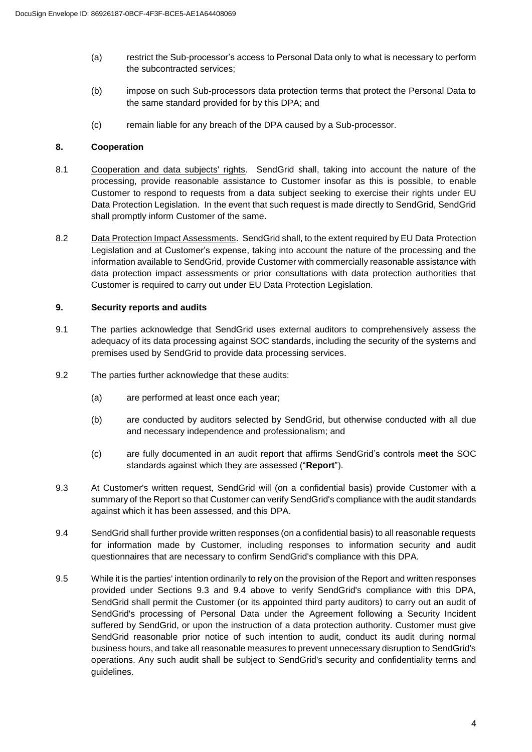(a) restrict the Sub-processor's access to Personal Data only to what is necessary to perform the subcontracted services;

(b) impose on such Sub-processors data protection terms that protect the Personal Data to the same standard provided for by this DPA; and

(c) remain liable for any breach of the DPA caused by a Sub-processor.

## 8. Cooperation

8.1 Cooperation and data subjects' rights. SendGrid shall, taking into account the nature of the processing, provide reasonable assistance to Customer insofar as this is possible, to enable Customer to respond to requests from a data subject seeking to exercise their rights under EU Data Protection Legislation. In the event that such request is made directly to SendGrid, SendGrid shall promptly inform Customer of the same.

8.2 Data Protection Impact Assessments. SendGrid shall, to the extent required by EU Data Protection Legislation and at Customer's expense, taking into account the nature of the processing and the information available to SendGrid, provide Customer with commercially reasonable assistance with data protection impact assessments or prior consultations with data protection authorities that Customer is required to carry out under EU Data Protection Legislation.

## 9. Security reports and audits

9.1 The parties acknowledge that SendGrid uses external auditors to comprehensively assess the adequacy of its data processing against SOC standards, including the security of the systems and premises used by SendGrid to provide data processing services.

9.2 The parties further acknowledge that these audits:

(a) are performed at least once each year;

(b) are conducted by auditors selected by SendGrid, but otherwise conducted with all due and necessary independence and professionalism; and

(c) are fully documented in an audit report that affirms SendGrid's controls meet the SOC standards against which they are assessed ("**Report**").

9.3 At Customer's written request, SendGrid will (on a confidential basis) provide Customer with a summary of the Report so that Customer can verify SendGrid's compliance with the audit standards against which it has been assessed, and this DPA.

9.4 SendGrid shall further provide written responses (on a confidential basis) to all reasonable requests for information made by Customer, including responses to information security and audit questionnaires that are necessary to confirm SendGrid's compliance with this DPA.

9.5 While it is the parties' intention ordinarily to rely on the provision of the Report and written responses provided under Sections 9.3 and 9.4 above to verify SendGrid's compliance with this DPA, SendGrid shall permit the Customer (or its appointed third party auditors) to carry out an audit of SendGrid's processing of Personal Data under the Agreement following a Security Incident suffered by SendGrid, or upon the instruction of a data protection authority. Customer must give SendGrid reasonable prior notice of such intention to audit, conduct its audit during normal business hours, and take all reasonable measures to prevent unnecessary disruption to SendGrid's operations. Any such audit shall be subject to SendGrid's security and confidentiality terms and guidelines.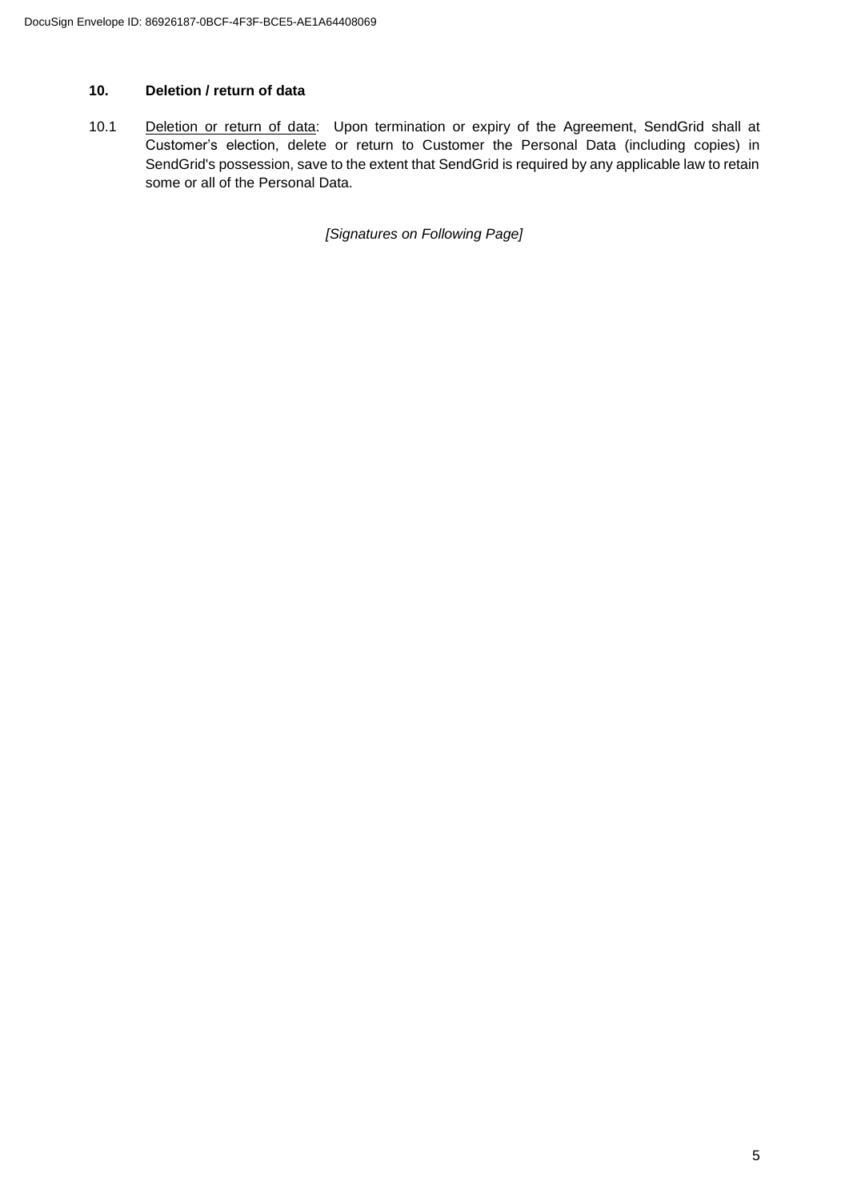## 10. Deletion / return of data

10.1 Deletion or return of data: Upon termination or expiry of the Agreement, SendGrid shall at Customer's election, delete or return to Customer the Personal Data (including copies) in SendGrid's possession, save to the extent that SendGrid is required by any applicable law to retain some or all of the Personal Data.

*[Signatures on Following Page]*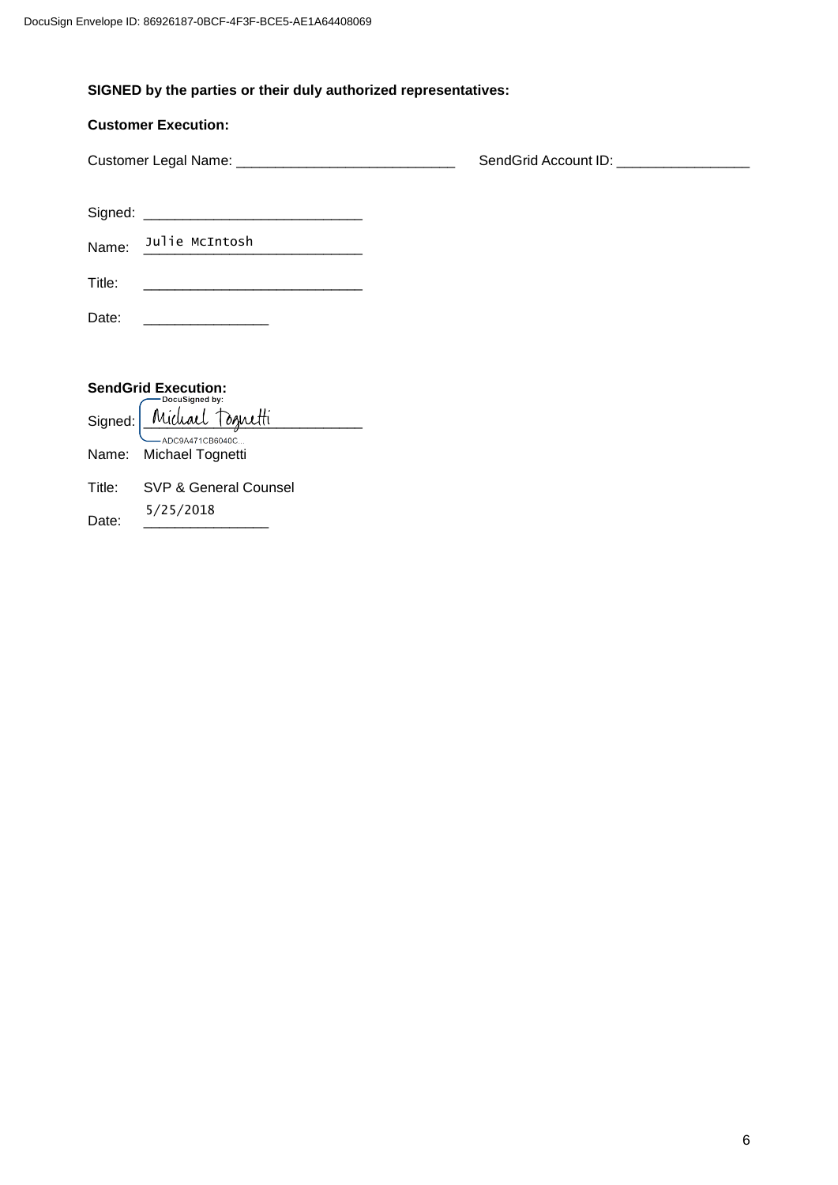DocuSign Envelope ID: 86926187-0BCF-4F3F-BCE5-AE1A64408069

**SIGNED by the parties or their duly authorized representatives:**

**Customer Execution:**

Customer Legal Name: ____________________________ SendGrid Account ID: _________________

Signed: ____________________________

Name: Julie McIntosh

Title: ____________________________

Date: ________________

**SendGrid Execution:**

Signed: DocuSigned by: Michael Tognetti ADC9A471CB6040C...

Name: Michael Tognetti

Title: SVP & General Counsel

Date: 5/25/2018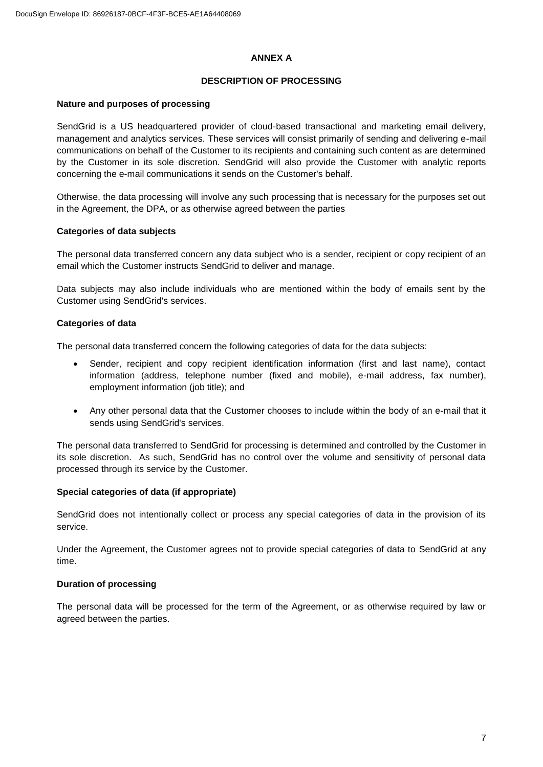## ANNEX A

## DESCRIPTION OF PROCESSING

**Nature and purposes of processing**

SendGrid is a US headquartered provider of cloud-based transactional and marketing email delivery, management and analytics services. These services will consist primarily of sending and delivering e-mail communications on behalf of the Customer to its recipients and containing such content as are determined by the Customer in its sole discretion. SendGrid will also provide the Customer with analytic reports concerning the e-mail communications it sends on the Customer's behalf.

Otherwise, the data processing will involve any such processing that is necessary for the purposes set out in the Agreement, the DPA, or as otherwise agreed between the parties

**Categories of data subjects**

The personal data transferred concern any data subject who is a sender, recipient or copy recipient of an email which the Customer instructs SendGrid to deliver and manage.

Data subjects may also include individuals who are mentioned within the body of emails sent by the Customer using SendGrid's services.

**Categories of data**

The personal data transferred concern the following categories of data for the data subjects:

- Sender, recipient and copy recipient identification information (first and last name), contact information (address, telephone number (fixed and mobile), e-mail address, fax number), employment information (job title); and
- Any other personal data that the Customer chooses to include within the body of an e-mail that it sends using SendGrid's services.

The personal data transferred to SendGrid for processing is determined and controlled by the Customer in its sole discretion. As such, SendGrid has no control over the volume and sensitivity of personal data processed through its service by the Customer.

**Special categories of data (if appropriate)**

SendGrid does not intentionally collect or process any special categories of data in the provision of its service.

Under the Agreement, the Customer agrees not to provide special categories of data to SendGrid at any time.

**Duration of processing**

The personal data will be processed for the term of the Agreement, or as otherwise required by law or agreed between the parties.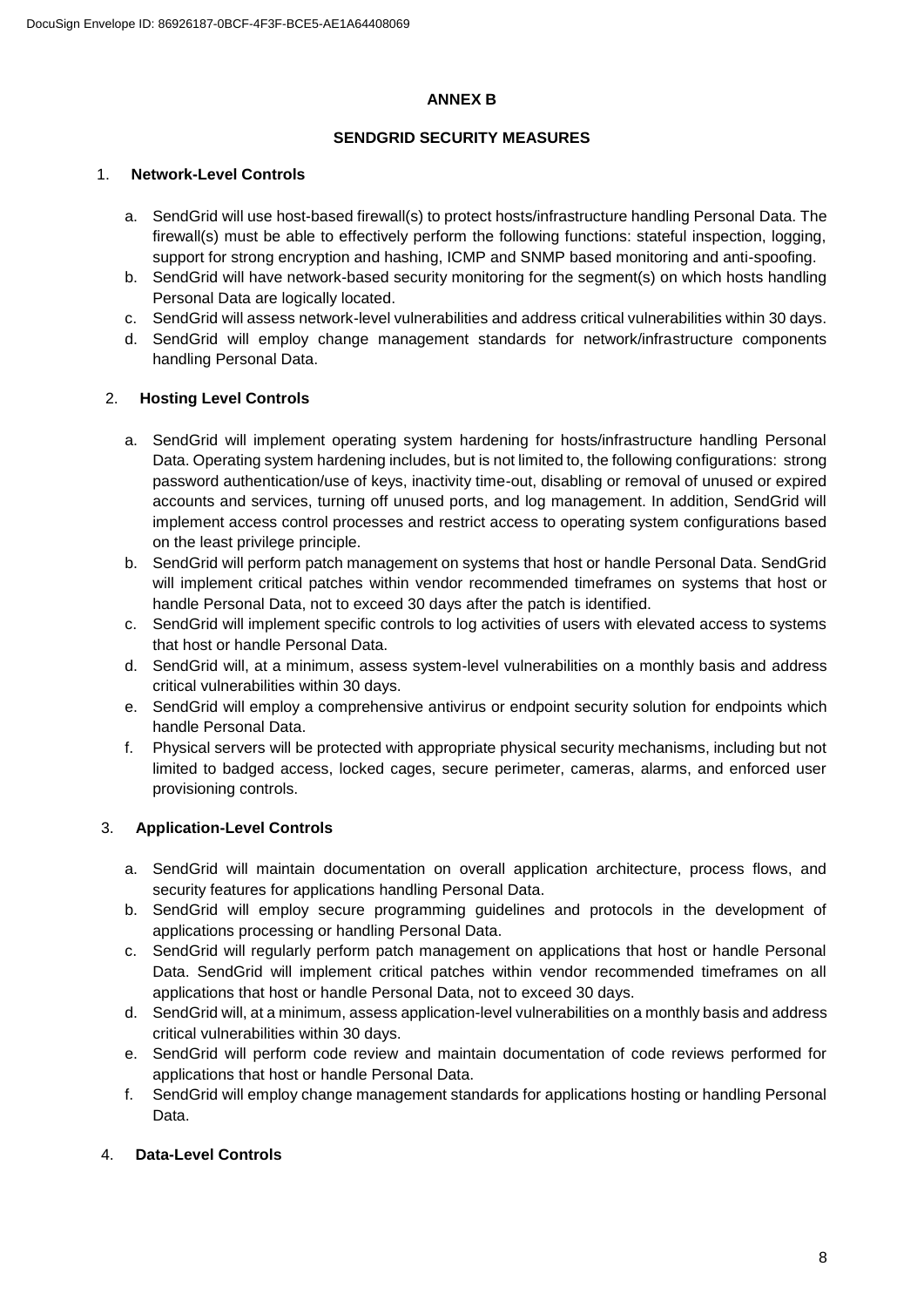## ANNEX B

## SENDGRID SECURITY MEASURES

1. **Network-Level Controls**

   a. SendGrid will use host-based firewall(s) to protect hosts/infrastructure handling Personal Data. The firewall(s) must be able to effectively perform the following functions: stateful inspection, logging, support for strong encryption and hashing, ICMP and SNMP based monitoring and anti-spoofing.
   b. SendGrid will have network-based security monitoring for the segment(s) on which hosts handling Personal Data are logically located.
   c. SendGrid will assess network-level vulnerabilities and address critical vulnerabilities within 30 days.
   d. SendGrid will employ change management standards for network/infrastructure components handling Personal Data.

2. **Hosting Level Controls**

   a. SendGrid will implement operating system hardening for hosts/infrastructure handling Personal Data. Operating system hardening includes, but is not limited to, the following configurations: strong password authentication/use of keys, inactivity time-out, disabling or removal of unused or expired accounts and services, turning off unused ports, and log management. In addition, SendGrid will implement access control processes and restrict access to operating system configurations based on the least privilege principle.
   b. SendGrid will perform patch management on systems that host or handle Personal Data. SendGrid will implement critical patches within vendor recommended timeframes on systems that host or handle Personal Data, not to exceed 30 days after the patch is identified.
   c. SendGrid will implement specific controls to log activities of users with elevated access to systems that host or handle Personal Data.
   d. SendGrid will, at a minimum, assess system-level vulnerabilities on a monthly basis and address critical vulnerabilities within 30 days.
   e. SendGrid will employ a comprehensive antivirus or endpoint security solution for endpoints which handle Personal Data.
   f. Physical servers will be protected with appropriate physical security mechanisms, including but not limited to badged access, locked cages, secure perimeter, cameras, alarms, and enforced user provisioning controls.

3. **Application-Level Controls**

   a. SendGrid will maintain documentation on overall application architecture, process flows, and security features for applications handling Personal Data.
   b. SendGrid will employ secure programming guidelines and protocols in the development of applications processing or handling Personal Data.
   c. SendGrid will regularly perform patch management on applications that host or handle Personal Data. SendGrid will implement critical patches within vendor recommended timeframes on all applications that host or handle Personal Data, not to exceed 30 days.
   d. SendGrid will, at a minimum, assess application-level vulnerabilities on a monthly basis and address critical vulnerabilities within 30 days.
   e. SendGrid will perform code review and maintain documentation of code reviews performed for applications that host or handle Personal Data.
   f. SendGrid will employ change management standards for applications hosting or handling Personal Data.

4. **Data-Level Controls**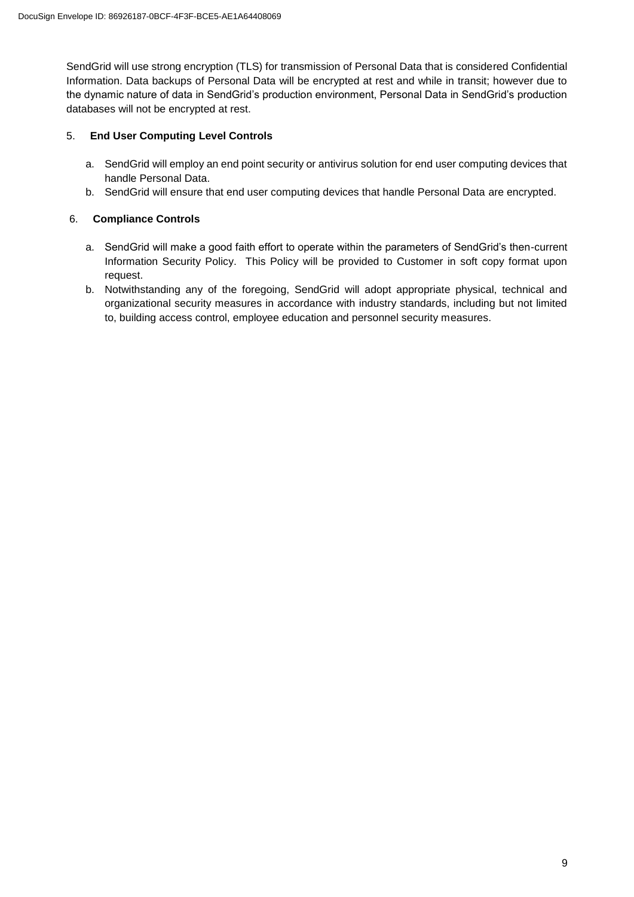SendGrid will use strong encryption (TLS) for transmission of Personal Data that is considered Confidential Information. Data backups of Personal Data will be encrypted at rest and while in transit; however due to the dynamic nature of data in SendGrid's production environment, Personal Data in SendGrid's production databases will not be encrypted at rest.

5. **End User Computing Level Controls**

   a. SendGrid will employ an end point security or antivirus solution for end user computing devices that handle Personal Data.
   b. SendGrid will ensure that end user computing devices that handle Personal Data are encrypted.

6. **Compliance Controls**

   a. SendGrid will make a good faith effort to operate within the parameters of SendGrid's then-current Information Security Policy. This Policy will be provided to Customer in soft copy format upon request.
   b. Notwithstanding any of the foregoing, SendGrid will adopt appropriate physical, technical and organizational security measures in accordance with industry standards, including but not limited to, building access control, employee education and personnel security measures.